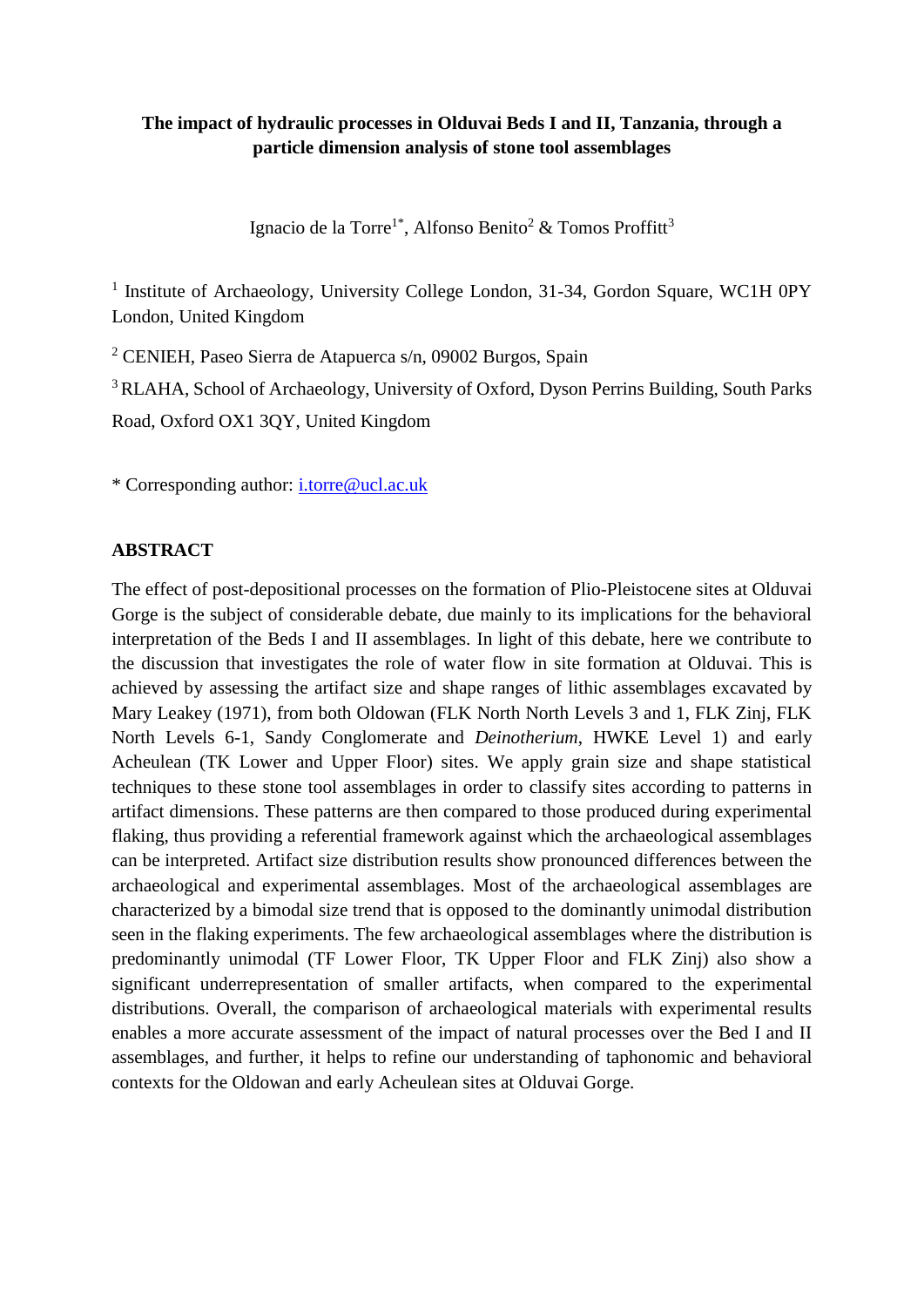**The impact of hydraulic processes in Olduvai Beds I and II, Tanzania, through a particle dimension analysis of stone tool assemblages**

Ignacio de la Torre[1*], Alfonso Benito[2] & Tomos Proffitt[3]

[1] Institute of Archaeology, University College London, 31-34, Gordon Square, WC1H 0PY London, United Kingdom

[2] CENIEH, Paseo Sierra de Atapuerca s/n, 09002 Burgos, Spain

[3] RLAHA, School of Archaeology, University of Oxford, Dyson Perrins Building, South Parks Road, Oxford OX1 3QY, United Kingdom

* Corresponding author: i.torre@ucl.ac.uk

## ABSTRACT

The effect of post-depositional processes on the formation of Plio-Pleistocene sites at Olduvai Gorge is the subject of considerable debate, due mainly to its implications for the behavioral interpretation of the Beds I and II assemblages. In light of this debate, here we contribute to the discussion that investigates the role of water flow in site formation at Olduvai. This is achieved by assessing the artifact size and shape ranges of lithic assemblages excavated by Mary Leakey (1971), from both Oldowan (FLK North North Levels 3 and 1, FLK Zinj, FLK North Levels 6-1, Sandy Conglomerate and *Deinotherium*, HWKE Level 1) and early Acheulean (TK Lower and Upper Floor) sites. We apply grain size and shape statistical techniques to these stone tool assemblages in order to classify sites according to patterns in artifact dimensions. These patterns are then compared to those produced during experimental flaking, thus providing a referential framework against which the archaeological assemblages can be interpreted. Artifact size distribution results show pronounced differences between the archaeological and experimental assemblages. Most of the archaeological assemblages are characterized by a bimodal size trend that is opposed to the dominantly unimodal distribution seen in the flaking experiments. The few archaeological assemblages where the distribution is predominantly unimodal (TF Lower Floor, TK Upper Floor and FLK Zinj) also show a significant underrepresentation of smaller artifacts, when compared to the experimental distributions. Overall, the comparison of archaeological materials with experimental results enables a more accurate assessment of the impact of natural processes over the Bed I and II assemblages, and further, it helps to refine our understanding of taphonomic and behavioral contexts for the Oldowan and early Acheulean sites at Olduvai Gorge.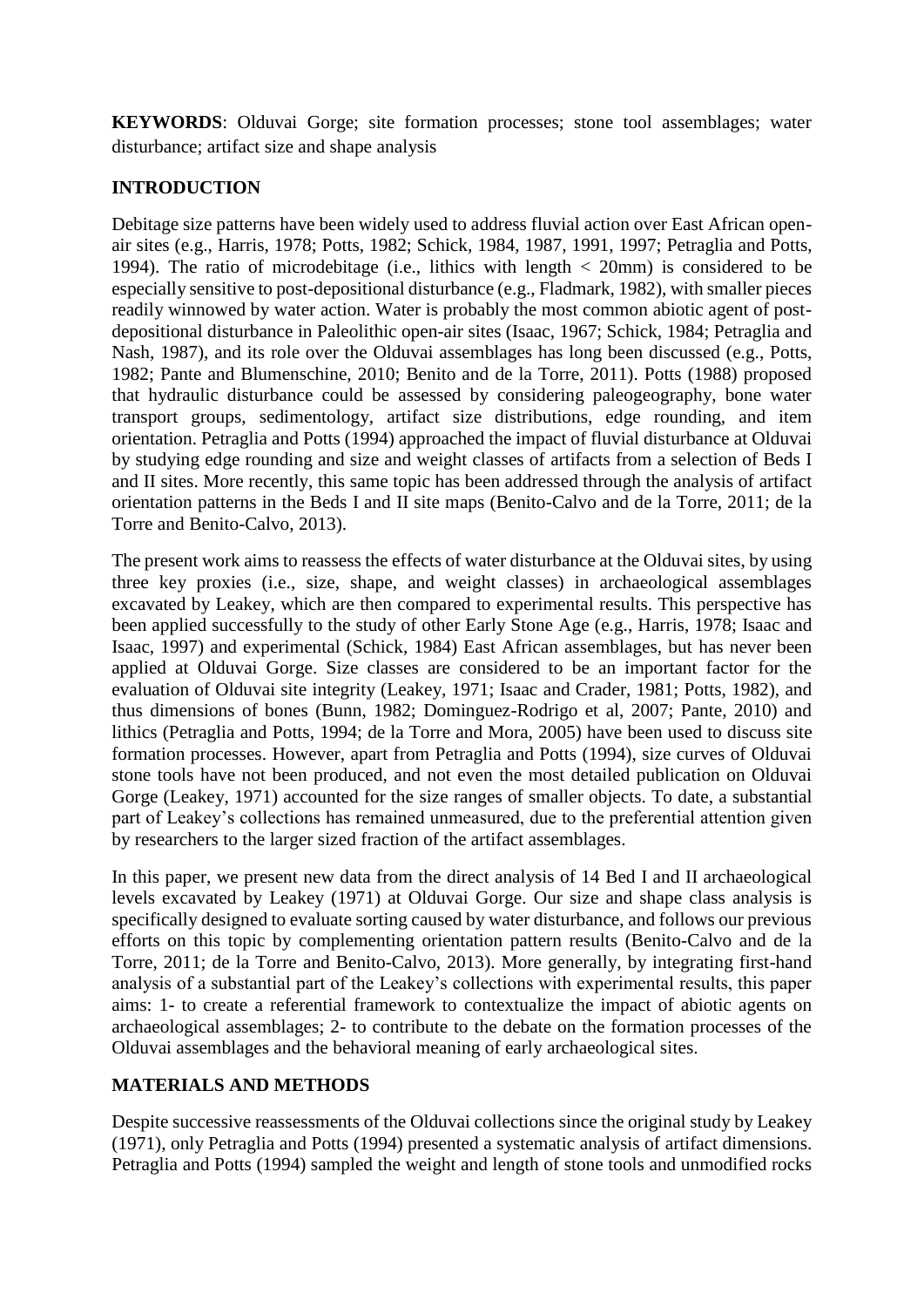**KEYWORDS**: Olduvai Gorge; site formation processes; stone tool assemblages; water disturbance; artifact size and shape analysis

## INTRODUCTION

Debitage size patterns have been widely used to address fluvial action over East African open-air sites (e.g., Harris, 1978; Potts, 1982; Schick, 1984, 1987, 1991, 1997; Petraglia and Potts, 1994). The ratio of microdebitage (i.e., lithics with length < 20mm) is considered to be especially sensitive to post-depositional disturbance (e.g., Fladmark, 1982), with smaller pieces readily winnowed by water action. Water is probably the most common abiotic agent of post-depositional disturbance in Paleolithic open-air sites (Isaac, 1967; Schick, 1984; Petraglia and Nash, 1987), and its role over the Olduvai assemblages has long been discussed (e.g., Potts, 1982; Pante and Blumenschine, 2010; Benito and de la Torre, 2011). Potts (1988) proposed that hydraulic disturbance could be assessed by considering paleogeography, bone water transport groups, sedimentology, artifact size distributions, edge rounding, and item orientation. Petraglia and Potts (1994) approached the impact of fluvial disturbance at Olduvai by studying edge rounding and size and weight classes of artifacts from a selection of Beds I and II sites. More recently, this same topic has been addressed through the analysis of artifact orientation patterns in the Beds I and II site maps (Benito-Calvo and de la Torre, 2011; de la Torre and Benito-Calvo, 2013).

The present work aims to reassess the effects of water disturbance at the Olduvai sites, by using three key proxies (i.e., size, shape, and weight classes) in archaeological assemblages excavated by Leakey, which are then compared to experimental results. This perspective has been applied successfully to the study of other Early Stone Age (e.g., Harris, 1978; Isaac and Isaac, 1997) and experimental (Schick, 1984) East African assemblages, but has never been applied at Olduvai Gorge. Size classes are considered to be an important factor for the evaluation of Olduvai site integrity (Leakey, 1971; Isaac and Crader, 1981; Potts, 1982), and thus dimensions of bones (Bunn, 1982; Dominguez-Rodrigo et al, 2007; Pante, 2010) and lithics (Petraglia and Potts, 1994; de la Torre and Mora, 2005) have been used to discuss site formation processes. However, apart from Petraglia and Potts (1994), size curves of Olduvai stone tools have not been produced, and not even the most detailed publication on Olduvai Gorge (Leakey, 1971) accounted for the size ranges of smaller objects. To date, a substantial part of Leakey's collections has remained unmeasured, due to the preferential attention given by researchers to the larger sized fraction of the artifact assemblages.

In this paper, we present new data from the direct analysis of 14 Bed I and II archaeological levels excavated by Leakey (1971) at Olduvai Gorge. Our size and shape class analysis is specifically designed to evaluate sorting caused by water disturbance, and follows our previous efforts on this topic by complementing orientation pattern results (Benito-Calvo and de la Torre, 2011; de la Torre and Benito-Calvo, 2013). More generally, by integrating first-hand analysis of a substantial part of the Leakey's collections with experimental results, this paper aims: 1- to create a referential framework to contextualize the impact of abiotic agents on archaeological assemblages; 2- to contribute to the debate on the formation processes of the Olduvai assemblages and the behavioral meaning of early archaeological sites.

## MATERIALS AND METHODS

Despite successive reassessments of the Olduvai collections since the original study by Leakey (1971), only Petraglia and Potts (1994) presented a systematic analysis of artifact dimensions. Petraglia and Potts (1994) sampled the weight and length of stone tools and unmodified rocks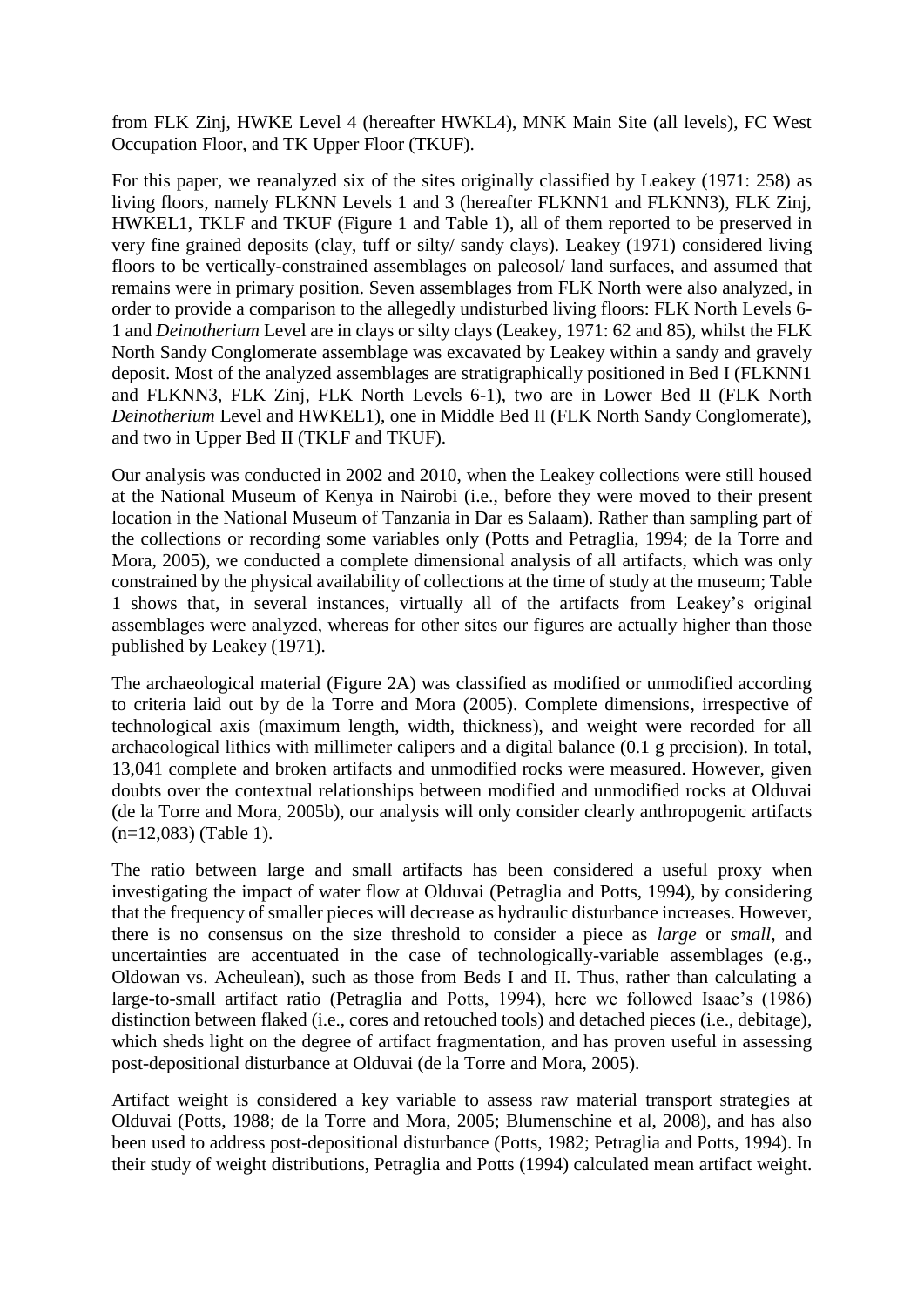from FLK Zinj, HWKE Level 4 (hereafter HWKL4), MNK Main Site (all levels), FC West Occupation Floor, and TK Upper Floor (TKUF).

For this paper, we reanalyzed six of the sites originally classified by Leakey (1971: 258) as living floors, namely FLKNN Levels 1 and 3 (hereafter FLKNN1 and FLKNN3), FLK Zinj, HWKEL1, TKLF and TKUF (Figure 1 and Table 1), all of them reported to be preserved in very fine grained deposits (clay, tuff or silty/ sandy clays). Leakey (1971) considered living floors to be vertically-constrained assemblages on paleosol/ land surfaces, and assumed that remains were in primary position. Seven assemblages from FLK North were also analyzed, in order to provide a comparison to the allegedly undisturbed living floors: FLK North Levels 6-1 and *Deinotherium* Level are in clays or silty clays (Leakey, 1971: 62 and 85), whilst the FLK North Sandy Conglomerate assemblage was excavated by Leakey within a sandy and gravely deposit. Most of the analyzed assemblages are stratigraphically positioned in Bed I (FLKNN1 and FLKNN3, FLK Zinj, FLK North Levels 6-1), two are in Lower Bed II (FLK North *Deinotherium* Level and HWKEL1), one in Middle Bed II (FLK North Sandy Conglomerate), and two in Upper Bed II (TKLF and TKUF).

Our analysis was conducted in 2002 and 2010, when the Leakey collections were still housed at the National Museum of Kenya in Nairobi (i.e., before they were moved to their present location in the National Museum of Tanzania in Dar es Salaam). Rather than sampling part of the collections or recording some variables only (Potts and Petraglia, 1994; de la Torre and Mora, 2005), we conducted a complete dimensional analysis of all artifacts, which was only constrained by the physical availability of collections at the time of study at the museum; Table 1 shows that, in several instances, virtually all of the artifacts from Leakey's original assemblages were analyzed, whereas for other sites our figures are actually higher than those published by Leakey (1971).

The archaeological material (Figure 2A) was classified as modified or unmodified according to criteria laid out by de la Torre and Mora (2005). Complete dimensions, irrespective of technological axis (maximum length, width, thickness), and weight were recorded for all archaeological lithics with millimeter calipers and a digital balance (0.1 g precision). In total, 13,041 complete and broken artifacts and unmodified rocks were measured. However, given doubts over the contextual relationships between modified and unmodified rocks at Olduvai (de la Torre and Mora, 2005b), our analysis will only consider clearly anthropogenic artifacts (n=12,083) (Table 1).

The ratio between large and small artifacts has been considered a useful proxy when investigating the impact of water flow at Olduvai (Petraglia and Potts, 1994), by considering that the frequency of smaller pieces will decrease as hydraulic disturbance increases. However, there is no consensus on the size threshold to consider a piece as *large* or *small*, and uncertainties are accentuated in the case of technologically-variable assemblages (e.g., Oldowan vs. Acheulean), such as those from Beds I and II. Thus, rather than calculating a large-to-small artifact ratio (Petraglia and Potts, 1994), here we followed Isaac's (1986) distinction between flaked (i.e., cores and retouched tools) and detached pieces (i.e., debitage), which sheds light on the degree of artifact fragmentation, and has proven useful in assessing post-depositional disturbance at Olduvai (de la Torre and Mora, 2005).

Artifact weight is considered a key variable to assess raw material transport strategies at Olduvai (Potts, 1988; de la Torre and Mora, 2005; Blumenschine et al, 2008), and has also been used to address post-depositional disturbance (Potts, 1982; Petraglia and Potts, 1994). In their study of weight distributions, Petraglia and Potts (1994) calculated mean artifact weight.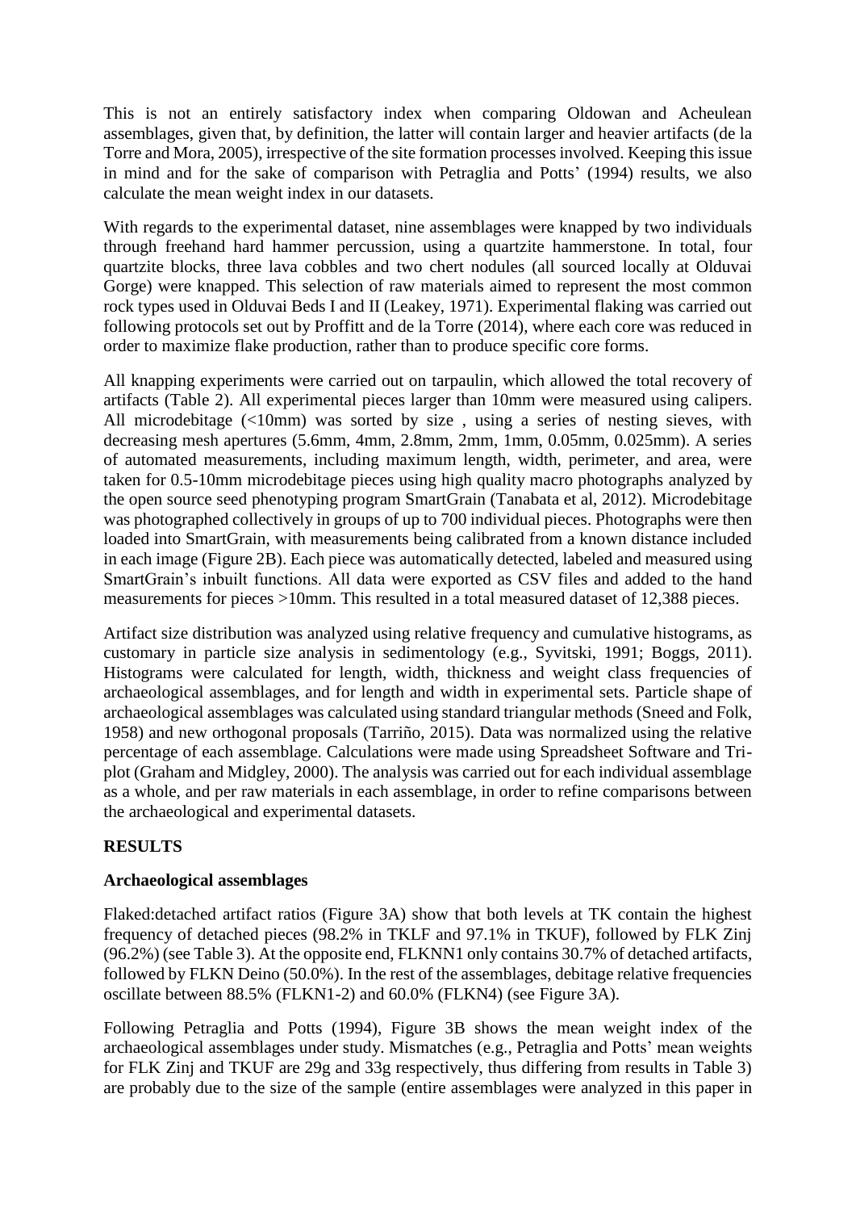This is not an entirely satisfactory index when comparing Oldowan and Acheulean assemblages, given that, by definition, the latter will contain larger and heavier artifacts (de la Torre and Mora, 2005), irrespective of the site formation processes involved. Keeping this issue in mind and for the sake of comparison with Petraglia and Potts' (1994) results, we also calculate the mean weight index in our datasets.

With regards to the experimental dataset, nine assemblages were knapped by two individuals through freehand hard hammer percussion, using a quartzite hammerstone. In total, four quartzite blocks, three lava cobbles and two chert nodules (all sourced locally at Olduvai Gorge) were knapped. This selection of raw materials aimed to represent the most common rock types used in Olduvai Beds I and II (Leakey, 1971). Experimental flaking was carried out following protocols set out by Proffitt and de la Torre (2014), where each core was reduced in order to maximize flake production, rather than to produce specific core forms.

All knapping experiments were carried out on tarpaulin, which allowed the total recovery of artifacts (Table 2). All experimental pieces larger than 10mm were measured using calipers. All microdebitage (<10mm) was sorted by size , using a series of nesting sieves, with decreasing mesh apertures (5.6mm, 4mm, 2.8mm, 2mm, 1mm, 0.05mm, 0.025mm). A series of automated measurements, including maximum length, width, perimeter, and area, were taken for 0.5-10mm microdebitage pieces using high quality macro photographs analyzed by the open source seed phenotyping program SmartGrain (Tanabata et al, 2012). Microdebitage was photographed collectively in groups of up to 700 individual pieces. Photographs were then loaded into SmartGrain, with measurements being calibrated from a known distance included in each image (Figure 2B). Each piece was automatically detected, labeled and measured using SmartGrain's inbuilt functions. All data were exported as CSV files and added to the hand measurements for pieces >10mm. This resulted in a total measured dataset of 12,388 pieces.

Artifact size distribution was analyzed using relative frequency and cumulative histograms, as customary in particle size analysis in sedimentology (e.g., Syvitski, 1991; Boggs, 2011). Histograms were calculated for length, width, thickness and weight class frequencies of archaeological assemblages, and for length and width in experimental sets. Particle shape of archaeological assemblages was calculated using standard triangular methods (Sneed and Folk, 1958) and new orthogonal proposals (Tarriño, 2015). Data was normalized using the relative percentage of each assemblage. Calculations were made using Spreadsheet Software and Tri-plot (Graham and Midgley, 2000). The analysis was carried out for each individual assemblage as a whole, and per raw materials in each assemblage, in order to refine comparisons between the archaeological and experimental datasets.

## RESULTS

### Archaeological assemblages

Flaked:detached artifact ratios (Figure 3A) show that both levels at TK contain the highest frequency of detached pieces (98.2% in TKLF and 97.1% in TKUF), followed by FLK Zinj (96.2%) (see Table 3). At the opposite end, FLKNN1 only contains 30.7% of detached artifacts, followed by FLKN Deino (50.0%). In the rest of the assemblages, debitage relative frequencies oscillate between 88.5% (FLKN1-2) and 60.0% (FLKN4) (see Figure 3A).

Following Petraglia and Potts (1994), Figure 3B shows the mean weight index of the archaeological assemblages under study. Mismatches (e.g., Petraglia and Potts' mean weights for FLK Zinj and TKUF are 29g and 33g respectively, thus differing from results in Table 3) are probably due to the size of the sample (entire assemblages were analyzed in this paper in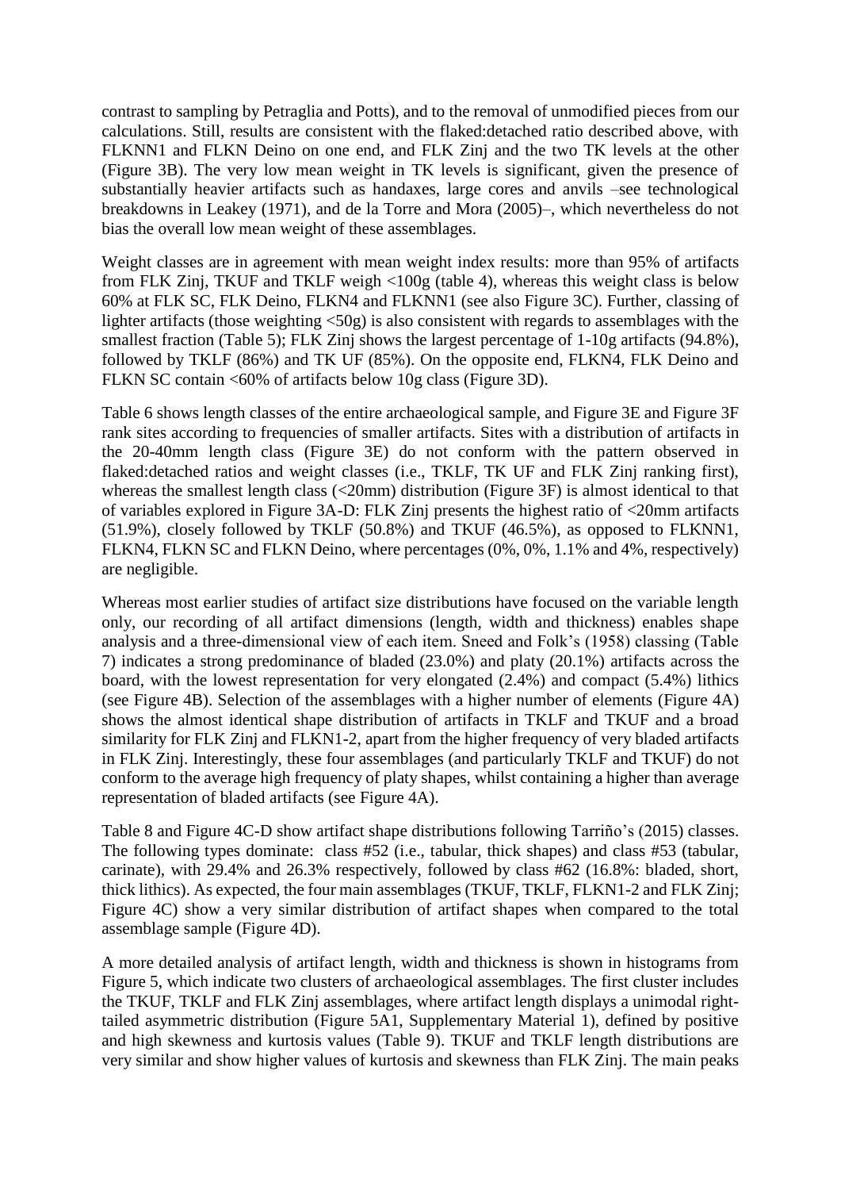contrast to sampling by Petraglia and Potts), and to the removal of unmodified pieces from our calculations. Still, results are consistent with the flaked:detached ratio described above, with FLKNN1 and FLKN Deino on one end, and FLK Zinj and the two TK levels at the other (Figure 3B). The very low mean weight in TK levels is significant, given the presence of substantially heavier artifacts such as handaxes, large cores and anvils –see technological breakdowns in Leakey (1971), and de la Torre and Mora (2005)–, which nevertheless do not bias the overall low mean weight of these assemblages.

Weight classes are in agreement with mean weight index results: more than 95% of artifacts from FLK Zinj, TKUF and TKLF weigh <100g (table 4), whereas this weight class is below 60% at FLK SC, FLK Deino, FLKN4 and FLKNN1 (see also Figure 3C). Further, classing of lighter artifacts (those weighting <50g) is also consistent with regards to assemblages with the smallest fraction (Table 5); FLK Zinj shows the largest percentage of 1-10g artifacts (94.8%), followed by TKLF (86%) and TK UF (85%). On the opposite end, FLKN4, FLK Deino and FLKN SC contain <60% of artifacts below 10g class (Figure 3D).

Table 6 shows length classes of the entire archaeological sample, and Figure 3E and Figure 3F rank sites according to frequencies of smaller artifacts. Sites with a distribution of artifacts in the 20-40mm length class (Figure 3E) do not conform with the pattern observed in flaked:detached ratios and weight classes (i.e., TKLF, TK UF and FLK Zinj ranking first), whereas the smallest length class (<20mm) distribution (Figure 3F) is almost identical to that of variables explored in Figure 3A-D: FLK Zinj presents the highest ratio of <20mm artifacts (51.9%), closely followed by TKLF (50.8%) and TKUF (46.5%), as opposed to FLKNN1, FLKN4, FLKN SC and FLKN Deino, where percentages (0%, 0%, 1.1% and 4%, respectively) are negligible.

Whereas most earlier studies of artifact size distributions have focused on the variable length only, our recording of all artifact dimensions (length, width and thickness) enables shape analysis and a three-dimensional view of each item. Sneed and Folk's (1958) classing (Table 7) indicates a strong predominance of bladed (23.0%) and platy (20.1%) artifacts across the board, with the lowest representation for very elongated (2.4%) and compact (5.4%) lithics (see Figure 4B). Selection of the assemblages with a higher number of elements (Figure 4A) shows the almost identical shape distribution of artifacts in TKLF and TKUF and a broad similarity for FLK Zinj and FLKN1-2, apart from the higher frequency of very bladed artifacts in FLK Zinj. Interestingly, these four assemblages (and particularly TKLF and TKUF) do not conform to the average high frequency of platy shapes, whilst containing a higher than average representation of bladed artifacts (see Figure 4A).

Table 8 and Figure 4C-D show artifact shape distributions following Tarriño's (2015) classes. The following types dominate: class #52 (i.e., tabular, thick shapes) and class #53 (tabular, carinate), with 29.4% and 26.3% respectively, followed by class #62 (16.8%: bladed, short, thick lithics). As expected, the four main assemblages (TKUF, TKLF, FLKN1-2 and FLK Zinj; Figure 4C) show a very similar distribution of artifact shapes when compared to the total assemblage sample (Figure 4D).

A more detailed analysis of artifact length, width and thickness is shown in histograms from Figure 5, which indicate two clusters of archaeological assemblages. The first cluster includes the TKUF, TKLF and FLK Zinj assemblages, where artifact length displays a unimodal right-tailed asymmetric distribution (Figure 5A1, Supplementary Material 1), defined by positive and high skewness and kurtosis values (Table 9). TKUF and TKLF length distributions are very similar and show higher values of kurtosis and skewness than FLK Zinj. The main peaks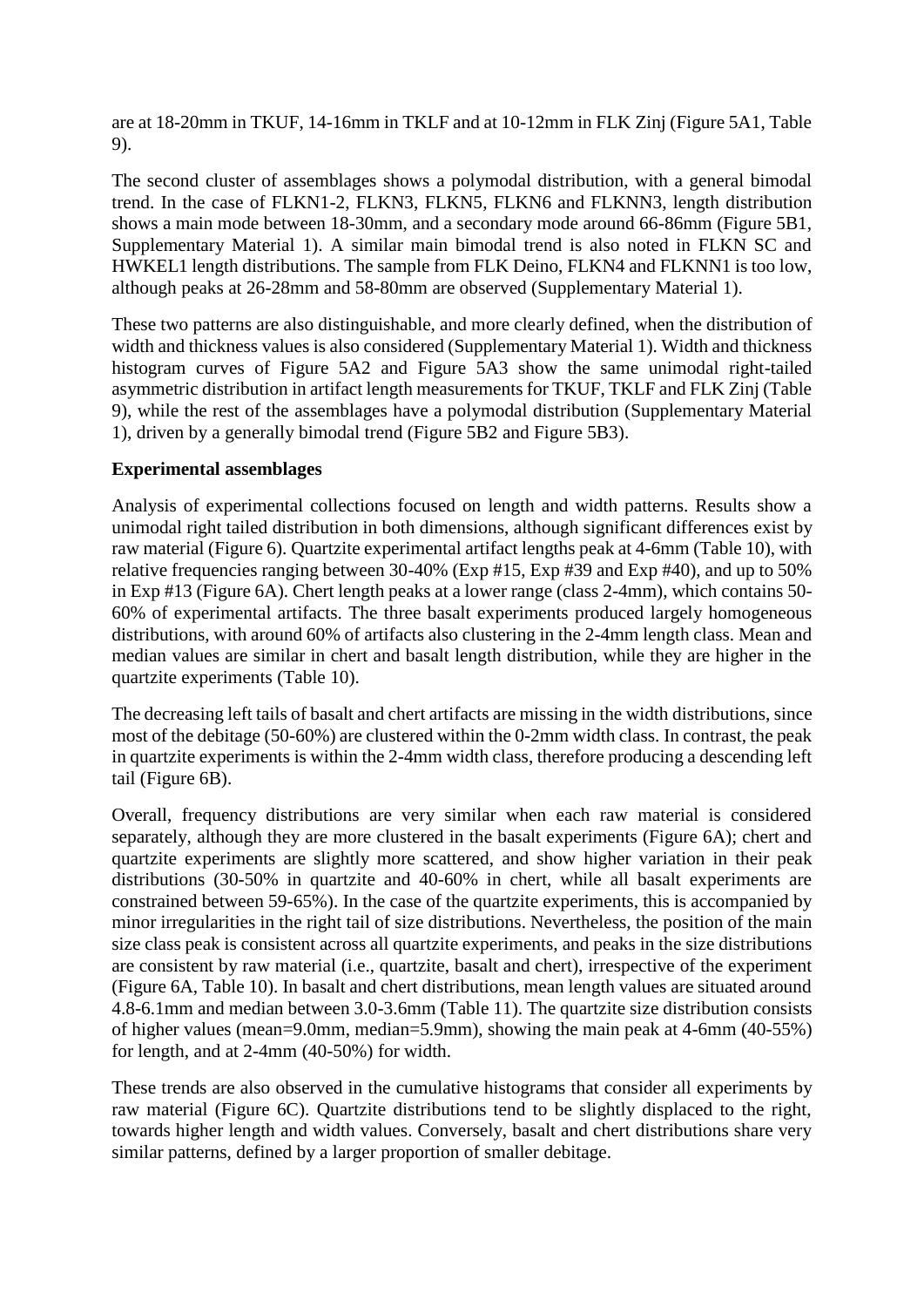are at 18-20mm in TKUF, 14-16mm in TKLF and at 10-12mm in FLK Zinj (Figure 5A1, Table 9).

The second cluster of assemblages shows a polymodal distribution, with a general bimodal trend. In the case of FLKN1-2, FLKN3, FLKN5, FLKN6 and FLKNN3, length distribution shows a main mode between 18-30mm, and a secondary mode around 66-86mm (Figure 5B1, Supplementary Material 1). A similar main bimodal trend is also noted in FLKN SC and HWKEL1 length distributions. The sample from FLK Deino, FLKN4 and FLKNN1 is too low, although peaks at 26-28mm and 58-80mm are observed (Supplementary Material 1).

These two patterns are also distinguishable, and more clearly defined, when the distribution of width and thickness values is also considered (Supplementary Material 1). Width and thickness histogram curves of Figure 5A2 and Figure 5A3 show the same unimodal right-tailed asymmetric distribution in artifact length measurements for TKUF, TKLF and FLK Zinj (Table 9), while the rest of the assemblages have a polymodal distribution (Supplementary Material 1), driven by a generally bimodal trend (Figure 5B2 and Figure 5B3).

**Experimental assemblages**

Analysis of experimental collections focused on length and width patterns. Results show a unimodal right tailed distribution in both dimensions, although significant differences exist by raw material (Figure 6). Quartzite experimental artifact lengths peak at 4-6mm (Table 10), with relative frequencies ranging between 30-40% (Exp #15, Exp #39 and Exp #40), and up to 50% in Exp #13 (Figure 6A). Chert length peaks at a lower range (class 2-4mm), which contains 50-60% of experimental artifacts. The three basalt experiments produced largely homogeneous distributions, with around 60% of artifacts also clustering in the 2-4mm length class. Mean and median values are similar in chert and basalt length distribution, while they are higher in the quartzite experiments (Table 10).

The decreasing left tails of basalt and chert artifacts are missing in the width distributions, since most of the debitage (50-60%) are clustered within the 0-2mm width class. In contrast, the peak in quartzite experiments is within the 2-4mm width class, therefore producing a descending left tail (Figure 6B).

Overall, frequency distributions are very similar when each raw material is considered separately, although they are more clustered in the basalt experiments (Figure 6A); chert and quartzite experiments are slightly more scattered, and show higher variation in their peak distributions (30-50% in quartzite and 40-60% in chert, while all basalt experiments are constrained between 59-65%). In the case of the quartzite experiments, this is accompanied by minor irregularities in the right tail of size distributions. Nevertheless, the position of the main size class peak is consistent across all quartzite experiments, and peaks in the size distributions are consistent by raw material (i.e., quartzite, basalt and chert), irrespective of the experiment (Figure 6A, Table 10). In basalt and chert distributions, mean length values are situated around 4.8-6.1mm and median between 3.0-3.6mm (Table 11). The quartzite size distribution consists of higher values (mean=9.0mm, median=5.9mm), showing the main peak at 4-6mm (40-55%) for length, and at 2-4mm (40-50%) for width.

These trends are also observed in the cumulative histograms that consider all experiments by raw material (Figure 6C). Quartzite distributions tend to be slightly displaced to the right, towards higher length and width values. Conversely, basalt and chert distributions share very similar patterns, defined by a larger proportion of smaller debitage.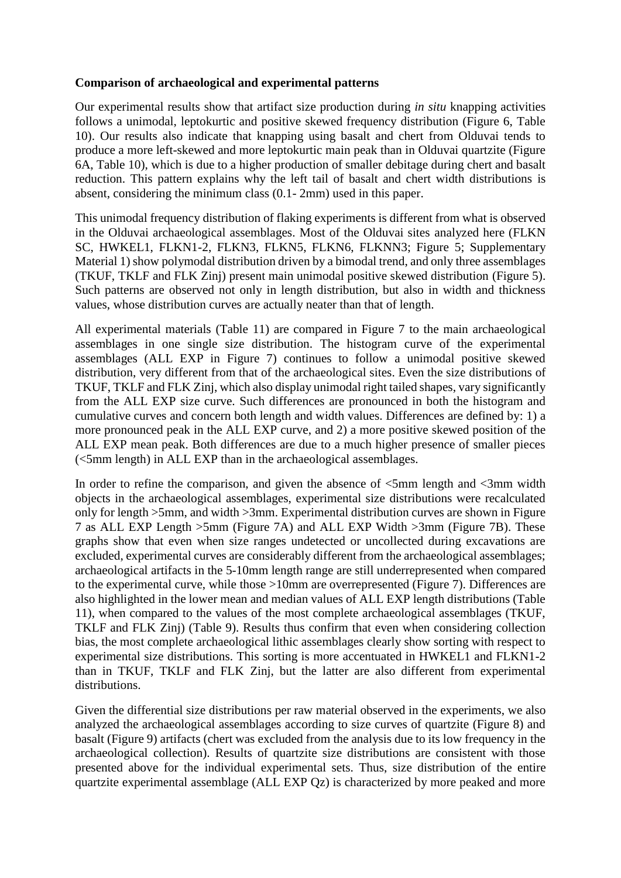**Comparison of archaeological and experimental patterns**

Our experimental results show that artifact size production during *in situ* knapping activities follows a unimodal, leptokurtic and positive skewed frequency distribution (Figure 6, Table 10). Our results also indicate that knapping using basalt and chert from Olduvai tends to produce a more left-skewed and more leptokurtic main peak than in Olduvai quartzite (Figure 6A, Table 10), which is due to a higher production of smaller debitage during chert and basalt reduction. This pattern explains why the left tail of basalt and chert width distributions is absent, considering the minimum class (0.1- 2mm) used in this paper.

This unimodal frequency distribution of flaking experiments is different from what is observed in the Olduvai archaeological assemblages. Most of the Olduvai sites analyzed here (FLKN SC, HWKEL1, FLKN1-2, FLKN3, FLKN5, FLKN6, FLKNN3; Figure 5; Supplementary Material 1) show polymodal distribution driven by a bimodal trend, and only three assemblages (TKUF, TKLF and FLK Zinj) present main unimodal positive skewed distribution (Figure 5). Such patterns are observed not only in length distribution, but also in width and thickness values, whose distribution curves are actually neater than that of length.

All experimental materials (Table 11) are compared in Figure 7 to the main archaeological assemblages in one single size distribution. The histogram curve of the experimental assemblages (ALL EXP in Figure 7) continues to follow a unimodal positive skewed distribution, very different from that of the archaeological sites. Even the size distributions of TKUF, TKLF and FLK Zinj, which also display unimodal right tailed shapes, vary significantly from the ALL EXP size curve. Such differences are pronounced in both the histogram and cumulative curves and concern both length and width values. Differences are defined by: 1) a more pronounced peak in the ALL EXP curve, and 2) a more positive skewed position of the ALL EXP mean peak. Both differences are due to a much higher presence of smaller pieces (<5mm length) in ALL EXP than in the archaeological assemblages.

In order to refine the comparison, and given the absence of <5mm length and <3mm width objects in the archaeological assemblages, experimental size distributions were recalculated only for length >5mm, and width >3mm. Experimental distribution curves are shown in Figure 7 as ALL EXP Length >5mm (Figure 7A) and ALL EXP Width >3mm (Figure 7B). These graphs show that even when size ranges undetected or uncollected during excavations are excluded, experimental curves are considerably different from the archaeological assemblages; archaeological artifacts in the 5-10mm length range are still underrepresented when compared to the experimental curve, while those >10mm are overrepresented (Figure 7). Differences are also highlighted in the lower mean and median values of ALL EXP length distributions (Table 11), when compared to the values of the most complete archaeological assemblages (TKUF, TKLF and FLK Zinj) (Table 9). Results thus confirm that even when considering collection bias, the most complete archaeological lithic assemblages clearly show sorting with respect to experimental size distributions. This sorting is more accentuated in HWKEL1 and FLKN1-2 than in TKUF, TKLF and FLK Zinj, but the latter are also different from experimental distributions.

Given the differential size distributions per raw material observed in the experiments, we also analyzed the archaeological assemblages according to size curves of quartzite (Figure 8) and basalt (Figure 9) artifacts (chert was excluded from the analysis due to its low frequency in the archaeological collection). Results of quartzite size distributions are consistent with those presented above for the individual experimental sets. Thus, size distribution of the entire quartzite experimental assemblage (ALL EXP Qz) is characterized by more peaked and more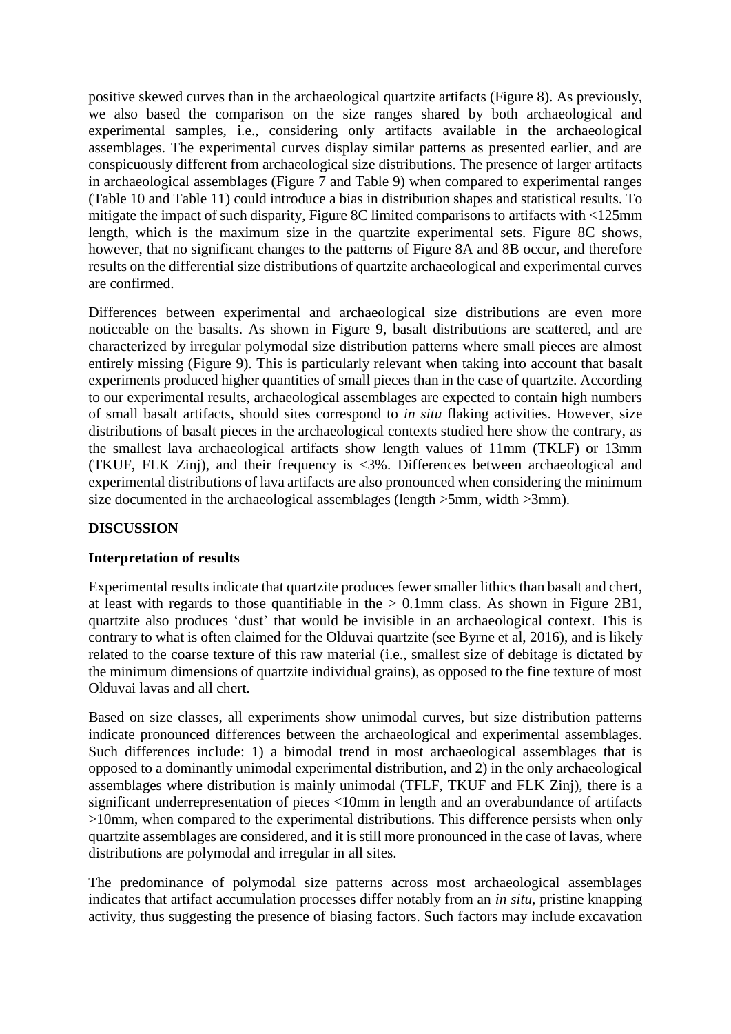positive skewed curves than in the archaeological quartzite artifacts (Figure 8). As previously, we also based the comparison on the size ranges shared by both archaeological and experimental samples, i.e., considering only artifacts available in the archaeological assemblages. The experimental curves display similar patterns as presented earlier, and are conspicuously different from archaeological size distributions. The presence of larger artifacts in archaeological assemblages (Figure 7 and Table 9) when compared to experimental ranges (Table 10 and Table 11) could introduce a bias in distribution shapes and statistical results. To mitigate the impact of such disparity, Figure 8C limited comparisons to artifacts with <125mm length, which is the maximum size in the quartzite experimental sets. Figure 8C shows, however, that no significant changes to the patterns of Figure 8A and 8B occur, and therefore results on the differential size distributions of quartzite archaeological and experimental curves are confirmed.

Differences between experimental and archaeological size distributions are even more noticeable on the basalts. As shown in Figure 9, basalt distributions are scattered, and are characterized by irregular polymodal size distribution patterns where small pieces are almost entirely missing (Figure 9). This is particularly relevant when taking into account that basalt experiments produced higher quantities of small pieces than in the case of quartzite. According to our experimental results, archaeological assemblages are expected to contain high numbers of small basalt artifacts, should sites correspond to *in situ* flaking activities. However, size distributions of basalt pieces in the archaeological contexts studied here show the contrary, as the smallest lava archaeological artifacts show length values of 11mm (TKLF) or 13mm (TKUF, FLK Zinj), and their frequency is <3%. Differences between archaeological and experimental distributions of lava artifacts are also pronounced when considering the minimum size documented in the archaeological assemblages (length >5mm, width >3mm).

## DISCUSSION

### Interpretation of results

Experimental results indicate that quartzite produces fewer smaller lithics than basalt and chert, at least with regards to those quantifiable in the > 0.1mm class. As shown in Figure 2B1, quartzite also produces 'dust' that would be invisible in an archaeological context. This is contrary to what is often claimed for the Olduvai quartzite (see Byrne et al, 2016), and is likely related to the coarse texture of this raw material (i.e., smallest size of debitage is dictated by the minimum dimensions of quartzite individual grains), as opposed to the fine texture of most Olduvai lavas and all chert.

Based on size classes, all experiments show unimodal curves, but size distribution patterns indicate pronounced differences between the archaeological and experimental assemblages. Such differences include: 1) a bimodal trend in most archaeological assemblages that is opposed to a dominantly unimodal experimental distribution, and 2) in the only archaeological assemblages where distribution is mainly unimodal (TFLF, TKUF and FLK Zinj), there is a significant underrepresentation of pieces <10mm in length and an overabundance of artifacts >10mm, when compared to the experimental distributions. This difference persists when only quartzite assemblages are considered, and it is still more pronounced in the case of lavas, where distributions are polymodal and irregular in all sites.

The predominance of polymodal size patterns across most archaeological assemblages indicates that artifact accumulation processes differ notably from an *in situ*, pristine knapping activity, thus suggesting the presence of biasing factors. Such factors may include excavation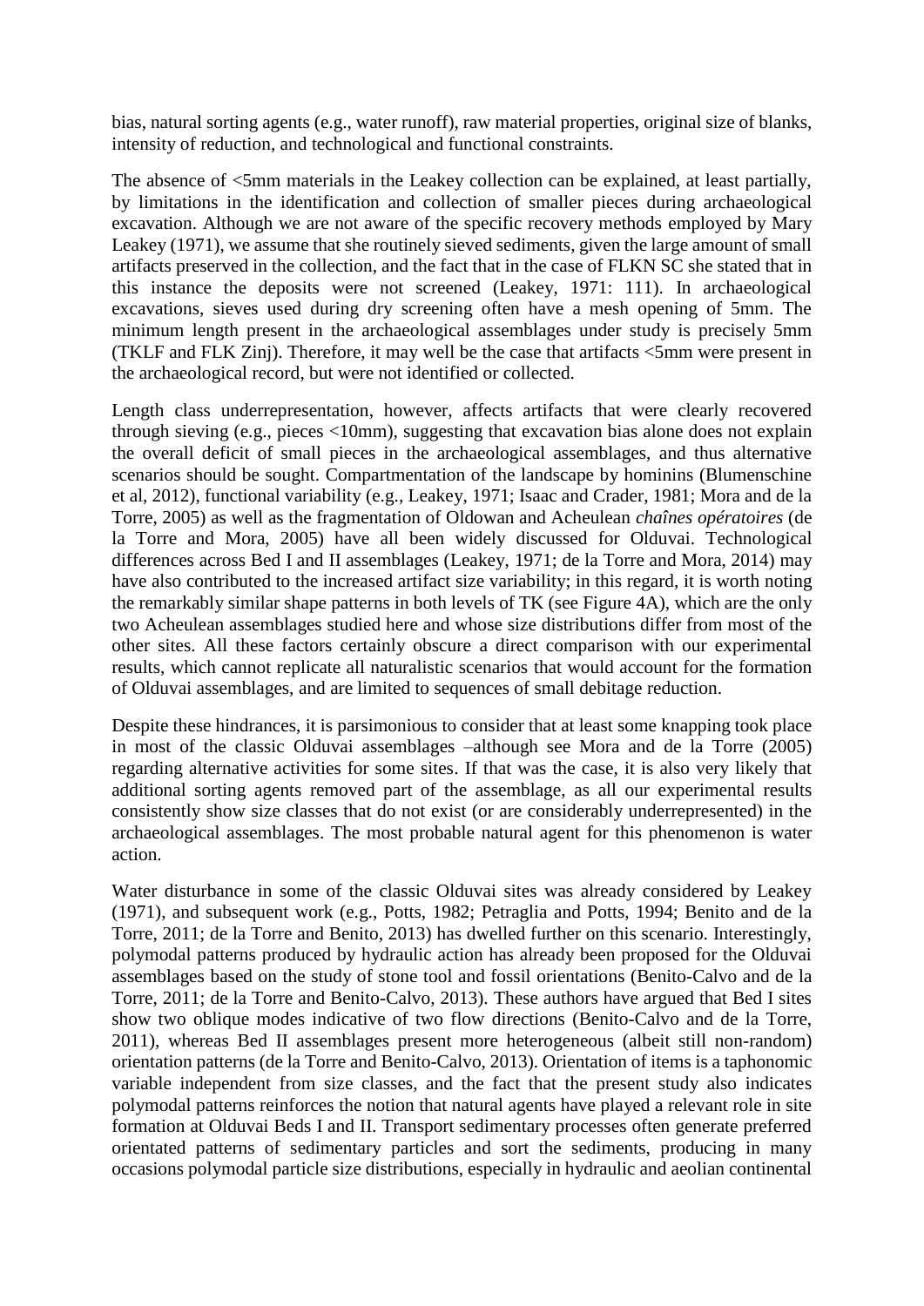bias, natural sorting agents (e.g., water runoff), raw material properties, original size of blanks, intensity of reduction, and technological and functional constraints.

The absence of <5mm materials in the Leakey collection can be explained, at least partially, by limitations in the identification and collection of smaller pieces during archaeological excavation. Although we are not aware of the specific recovery methods employed by Mary Leakey (1971), we assume that she routinely sieved sediments, given the large amount of small artifacts preserved in the collection, and the fact that in the case of FLKN SC she stated that in this instance the deposits were not screened (Leakey, 1971: 111). In archaeological excavations, sieves used during dry screening often have a mesh opening of 5mm. The minimum length present in the archaeological assemblages under study is precisely 5mm (TKLF and FLK Zinj). Therefore, it may well be the case that artifacts <5mm were present in the archaeological record, but were not identified or collected.

Length class underrepresentation, however, affects artifacts that were clearly recovered through sieving (e.g., pieces <10mm), suggesting that excavation bias alone does not explain the overall deficit of small pieces in the archaeological assemblages, and thus alternative scenarios should be sought. Compartmentation of the landscape by hominins (Blumenschine et al, 2012), functional variability (e.g., Leakey, 1971; Isaac and Crader, 1981; Mora and de la Torre, 2005) as well as the fragmentation of Oldowan and Acheulean *chaînes opératoires* (de la Torre and Mora, 2005) have all been widely discussed for Olduvai. Technological differences across Bed I and II assemblages (Leakey, 1971; de la Torre and Mora, 2014) may have also contributed to the increased artifact size variability; in this regard, it is worth noting the remarkably similar shape patterns in both levels of TK (see Figure 4A), which are the only two Acheulean assemblages studied here and whose size distributions differ from most of the other sites. All these factors certainly obscure a direct comparison with our experimental results, which cannot replicate all naturalistic scenarios that would account for the formation of Olduvai assemblages, and are limited to sequences of small debitage reduction.

Despite these hindrances, it is parsimonious to consider that at least some knapping took place in most of the classic Olduvai assemblages –although see Mora and de la Torre (2005) regarding alternative activities for some sites. If that was the case, it is also very likely that additional sorting agents removed part of the assemblage, as all our experimental results consistently show size classes that do not exist (or are considerably underrepresented) in the archaeological assemblages. The most probable natural agent for this phenomenon is water action.

Water disturbance in some of the classic Olduvai sites was already considered by Leakey (1971), and subsequent work (e.g., Potts, 1982; Petraglia and Potts, 1994; Benito and de la Torre, 2011; de la Torre and Benito, 2013) has dwelled further on this scenario. Interestingly, polymodal patterns produced by hydraulic action has already been proposed for the Olduvai assemblages based on the study of stone tool and fossil orientations (Benito-Calvo and de la Torre, 2011; de la Torre and Benito-Calvo, 2013). These authors have argued that Bed I sites show two oblique modes indicative of two flow directions (Benito-Calvo and de la Torre, 2011), whereas Bed II assemblages present more heterogeneous (albeit still non-random) orientation patterns (de la Torre and Benito-Calvo, 2013). Orientation of items is a taphonomic variable independent from size classes, and the fact that the present study also indicates polymodal patterns reinforces the notion that natural agents have played a relevant role in site formation at Olduvai Beds I and II. Transport sedimentary processes often generate preferred orientated patterns of sedimentary particles and sort the sediments, producing in many occasions polymodal particle size distributions, especially in hydraulic and aeolian continental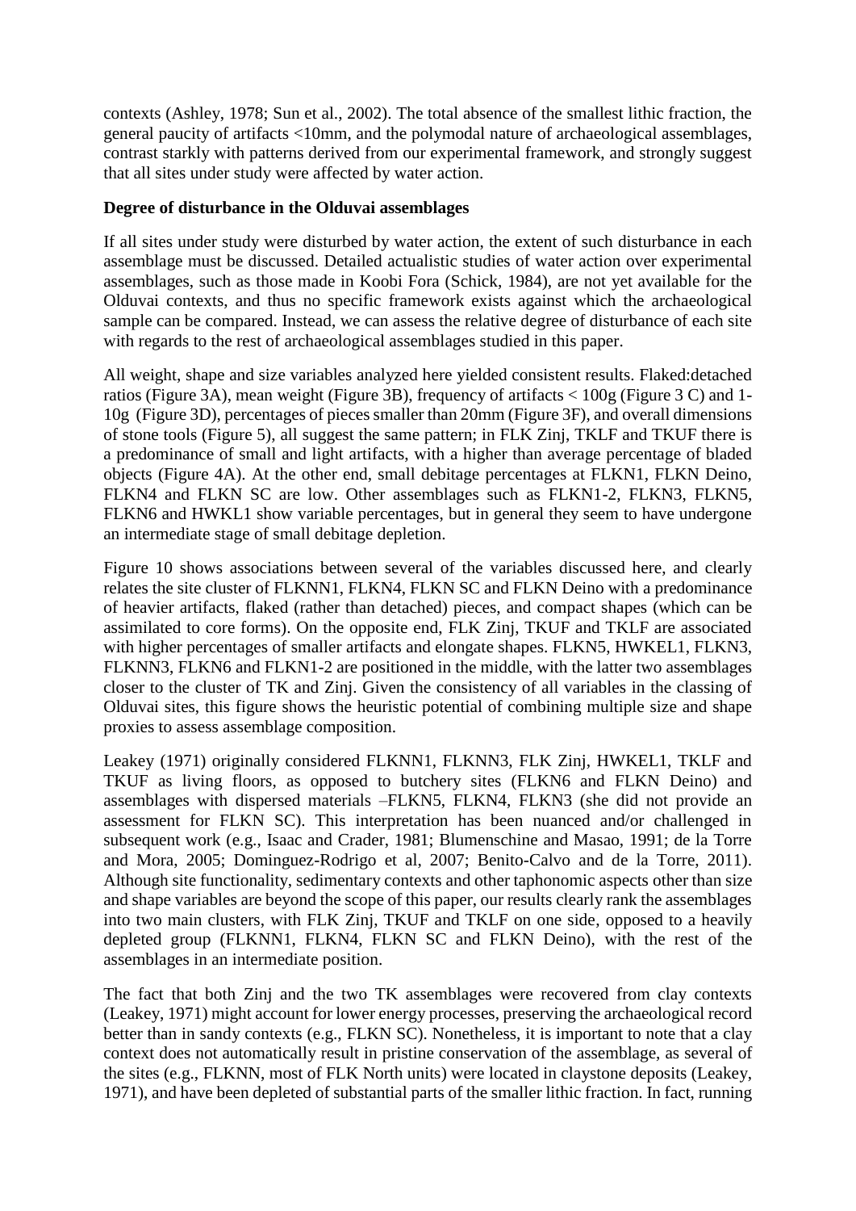contexts (Ashley, 1978; Sun et al., 2002). The total absence of the smallest lithic fraction, the general paucity of artifacts <10mm, and the polymodal nature of archaeological assemblages, contrast starkly with patterns derived from our experimental framework, and strongly suggest that all sites under study were affected by water action.

**Degree of disturbance in the Olduvai assemblages**

If all sites under study were disturbed by water action, the extent of such disturbance in each assemblage must be discussed. Detailed actualistic studies of water action over experimental assemblages, such as those made in Koobi Fora (Schick, 1984), are not yet available for the Olduvai contexts, and thus no specific framework exists against which the archaeological sample can be compared. Instead, we can assess the relative degree of disturbance of each site with regards to the rest of archaeological assemblages studied in this paper.

All weight, shape and size variables analyzed here yielded consistent results. Flaked:detached ratios (Figure 3A), mean weight (Figure 3B), frequency of artifacts < 100g (Figure 3 C) and 1-10g (Figure 3D), percentages of pieces smaller than 20mm (Figure 3F), and overall dimensions of stone tools (Figure 5), all suggest the same pattern; in FLK Zinj, TKLF and TKUF there is a predominance of small and light artifacts, with a higher than average percentage of bladed objects (Figure 4A). At the other end, small debitage percentages at FLKN1, FLKN Deino, FLKN4 and FLKN SC are low. Other assemblages such as FLKN1-2, FLKN3, FLKN5, FLKN6 and HWKL1 show variable percentages, but in general they seem to have undergone an intermediate stage of small debitage depletion.

Figure 10 shows associations between several of the variables discussed here, and clearly relates the site cluster of FLKNN1, FLKN4, FLKN SC and FLKN Deino with a predominance of heavier artifacts, flaked (rather than detached) pieces, and compact shapes (which can be assimilated to core forms). On the opposite end, FLK Zinj, TKUF and TKLF are associated with higher percentages of smaller artifacts and elongate shapes. FLKN5, HWKEL1, FLKN3, FLKNN3, FLKN6 and FLKN1-2 are positioned in the middle, with the latter two assemblages closer to the cluster of TK and Zinj. Given the consistency of all variables in the classing of Olduvai sites, this figure shows the heuristic potential of combining multiple size and shape proxies to assess assemblage composition.

Leakey (1971) originally considered FLKNN1, FLKNN3, FLK Zinj, HWKEL1, TKLF and TKUF as living floors, as opposed to butchery sites (FLKN6 and FLKN Deino) and assemblages with dispersed materials –FLKN5, FLKN4, FLKN3 (she did not provide an assessment for FLKN SC). This interpretation has been nuanced and/or challenged in subsequent work (e.g., Isaac and Crader, 1981; Blumenschine and Masao, 1991; de la Torre and Mora, 2005; Dominguez-Rodrigo et al, 2007; Benito-Calvo and de la Torre, 2011). Although site functionality, sedimentary contexts and other taphonomic aspects other than size and shape variables are beyond the scope of this paper, our results clearly rank the assemblages into two main clusters, with FLK Zinj, TKUF and TKLF on one side, opposed to a heavily depleted group (FLKNN1, FLKN4, FLKN SC and FLKN Deino), with the rest of the assemblages in an intermediate position.

The fact that both Zinj and the two TK assemblages were recovered from clay contexts (Leakey, 1971) might account for lower energy processes, preserving the archaeological record better than in sandy contexts (e.g., FLKN SC). Nonetheless, it is important to note that a clay context does not automatically result in pristine conservation of the assemblage, as several of the sites (e.g., FLKNN, most of FLK North units) were located in claystone deposits (Leakey, 1971), and have been depleted of substantial parts of the smaller lithic fraction. In fact, running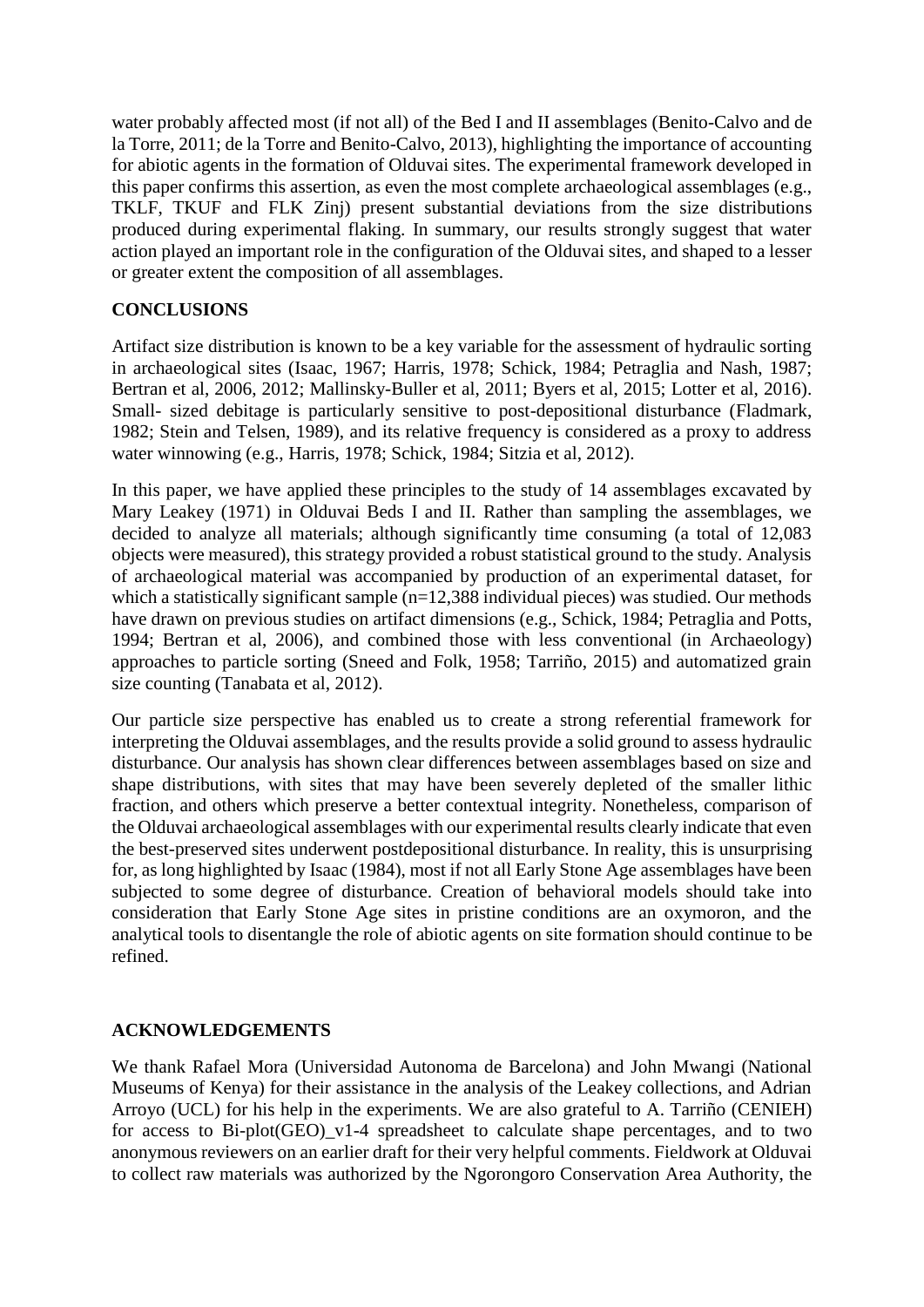water probably affected most (if not all) of the Bed I and II assemblages (Benito-Calvo and de la Torre, 2011; de la Torre and Benito-Calvo, 2013), highlighting the importance of accounting for abiotic agents in the formation of Olduvai sites. The experimental framework developed in this paper confirms this assertion, as even the most complete archaeological assemblages (e.g., TKLF, TKUF and FLK Zinj) present substantial deviations from the size distributions produced during experimental flaking. In summary, our results strongly suggest that water action played an important role in the configuration of the Olduvai sites, and shaped to a lesser or greater extent the composition of all assemblages.

## CONCLUSIONS

Artifact size distribution is known to be a key variable for the assessment of hydraulic sorting in archaeological sites (Isaac, 1967; Harris, 1978; Schick, 1984; Petraglia and Nash, 1987; Bertran et al, 2006, 2012; Mallinsky-Buller et al, 2011; Byers et al, 2015; Lotter et al, 2016). Small- sized debitage is particularly sensitive to post-depositional disturbance (Fladmark, 1982; Stein and Telsen, 1989), and its relative frequency is considered as a proxy to address water winnowing (e.g., Harris, 1978; Schick, 1984; Sitzia et al, 2012).

In this paper, we have applied these principles to the study of 14 assemblages excavated by Mary Leakey (1971) in Olduvai Beds I and II. Rather than sampling the assemblages, we decided to analyze all materials; although significantly time consuming (a total of 12,083 objects were measured), this strategy provided a robust statistical ground to the study. Analysis of archaeological material was accompanied by production of an experimental dataset, for which a statistically significant sample (n=12,388 individual pieces) was studied. Our methods have drawn on previous studies on artifact dimensions (e.g., Schick, 1984; Petraglia and Potts, 1994; Bertran et al, 2006), and combined those with less conventional (in Archaeology) approaches to particle sorting (Sneed and Folk, 1958; Tarriño, 2015) and automatized grain size counting (Tanabata et al, 2012).

Our particle size perspective has enabled us to create a strong referential framework for interpreting the Olduvai assemblages, and the results provide a solid ground to assess hydraulic disturbance. Our analysis has shown clear differences between assemblages based on size and shape distributions, with sites that may have been severely depleted of the smaller lithic fraction, and others which preserve a better contextual integrity. Nonetheless, comparison of the Olduvai archaeological assemblages with our experimental results clearly indicate that even the best-preserved sites underwent postdepositional disturbance. In reality, this is unsurprising for, as long highlighted by Isaac (1984), most if not all Early Stone Age assemblages have been subjected to some degree of disturbance. Creation of behavioral models should take into consideration that Early Stone Age sites in pristine conditions are an oxymoron, and the analytical tools to disentangle the role of abiotic agents on site formation should continue to be refined.

## ACKNOWLEDGEMENTS

We thank Rafael Mora (Universidad Autonoma de Barcelona) and John Mwangi (National Museums of Kenya) for their assistance in the analysis of the Leakey collections, and Adrian Arroyo (UCL) for his help in the experiments. We are also grateful to A. Tarriño (CENIEH) for access to Bi-plot(GEO)_v1-4 spreadsheet to calculate shape percentages, and to two anonymous reviewers on an earlier draft for their very helpful comments. Fieldwork at Olduvai to collect raw materials was authorized by the Ngorongoro Conservation Area Authority, the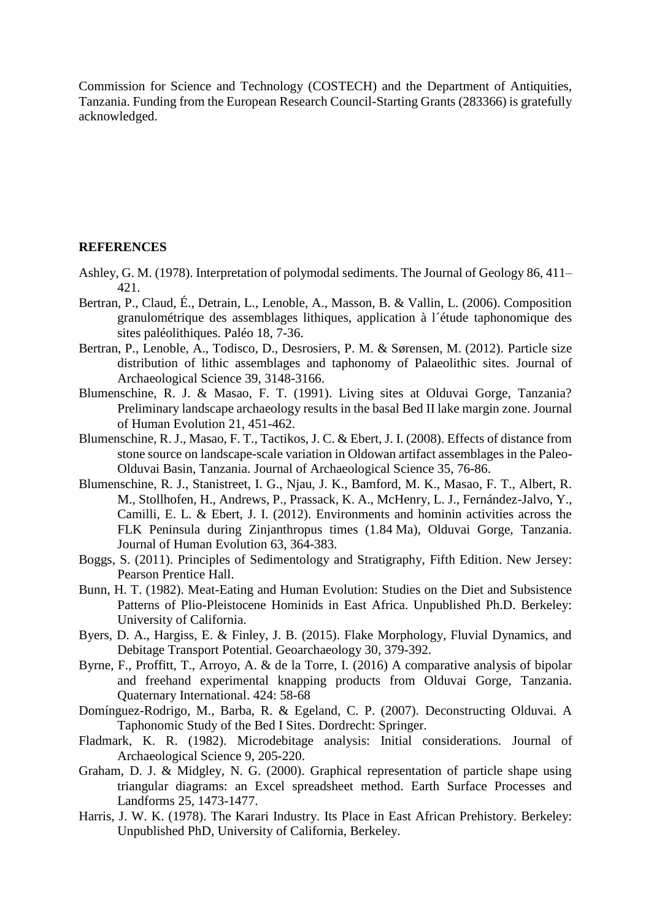Commission for Science and Technology (COSTECH) and the Department of Antiquities, Tanzania. Funding from the European Research Council-Starting Grants (283366) is gratefully acknowledged.

## REFERENCES

Ashley, G. M. (1978). Interpretation of polymodal sediments. The Journal of Geology 86, 411–421.

Bertran, P., Claud, É., Detrain, L., Lenoble, A., Masson, B. & Vallin, L. (2006). Composition granulométrique des assemblages lithiques, application à l´étude taphonomique des sites paléolithiques. Paléo 18, 7-36.

Bertran, P., Lenoble, A., Todisco, D., Desrosiers, P. M. & Sørensen, M. (2012). Particle size distribution of lithic assemblages and taphonomy of Palaeolithic sites. Journal of Archaeological Science 39, 3148-3166.

Blumenschine, R. J. & Masao, F. T. (1991). Living sites at Olduvai Gorge, Tanzania? Preliminary landscape archaeology results in the basal Bed II lake margin zone. Journal of Human Evolution 21, 451-462.

Blumenschine, R. J., Masao, F. T., Tactikos, J. C. & Ebert, J. I. (2008). Effects of distance from stone source on landscape-scale variation in Oldowan artifact assemblages in the Paleo-Olduvai Basin, Tanzania. Journal of Archaeological Science 35, 76-86.

Blumenschine, R. J., Stanistreet, I. G., Njau, J. K., Bamford, M. K., Masao, F. T., Albert, R. M., Stollhofen, H., Andrews, P., Prassack, K. A., McHenry, L. J., Fernández-Jalvo, Y., Camilli, E. L. & Ebert, J. I. (2012). Environments and hominin activities across the FLK Peninsula during Zinjanthropus times (1.84 Ma), Olduvai Gorge, Tanzania. Journal of Human Evolution 63, 364-383.

Boggs, S. (2011). Principles of Sedimentology and Stratigraphy, Fifth Edition. New Jersey: Pearson Prentice Hall.

Bunn, H. T. (1982). Meat-Eating and Human Evolution: Studies on the Diet and Subsistence Patterns of Plio-Pleistocene Hominids in East Africa. Unpublished Ph.D. Berkeley: University of California.

Byers, D. A., Hargiss, E. & Finley, J. B. (2015). Flake Morphology, Fluvial Dynamics, and Debitage Transport Potential. Geoarchaeology 30, 379-392.

Byrne, F., Proffitt, T., Arroyo, A. & de la Torre, I. (2016) A comparative analysis of bipolar and freehand experimental knapping products from Olduvai Gorge, Tanzania. Quaternary International. 424: 58-68

Domínguez-Rodrigo, M., Barba, R. & Egeland, C. P. (2007). Deconstructing Olduvai. A Taphonomic Study of the Bed I Sites. Dordrecht: Springer.

Fladmark, K. R. (1982). Microdebitage analysis: Initial considerations. Journal of Archaeological Science 9, 205-220.

Graham, D. J. & Midgley, N. G. (2000). Graphical representation of particle shape using triangular diagrams: an Excel spreadsheet method. Earth Surface Processes and Landforms 25, 1473-1477.

Harris, J. W. K. (1978). The Karari Industry. Its Place in East African Prehistory. Berkeley: Unpublished PhD, University of California, Berkeley.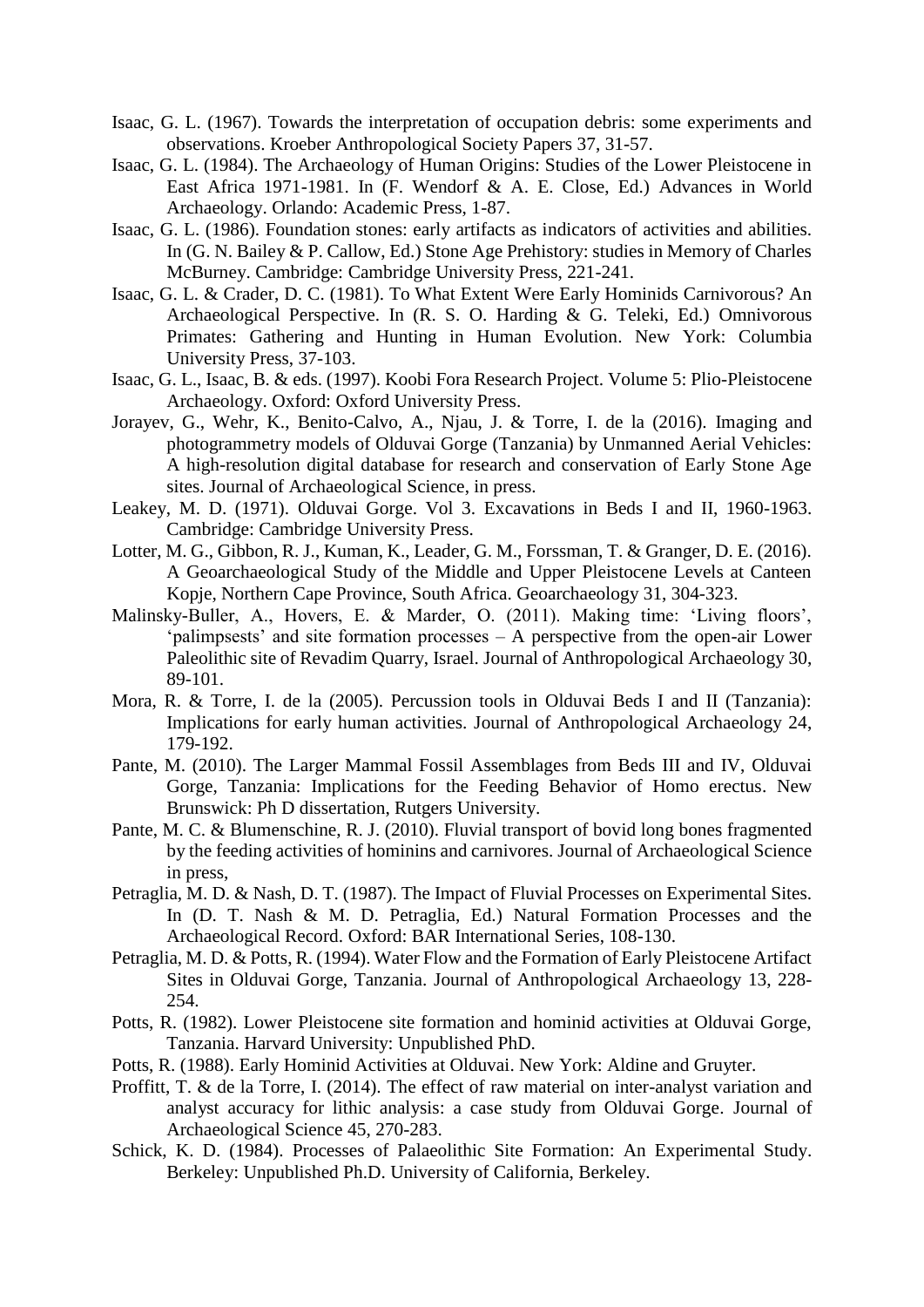Isaac, G. L. (1967). Towards the interpretation of occupation debris: some experiments and observations. Kroeber Anthropological Society Papers 37, 31-57.

Isaac, G. L. (1984). The Archaeology of Human Origins: Studies of the Lower Pleistocene in East Africa 1971-1981. In (F. Wendorf & A. E. Close, Ed.) Advances in World Archaeology. Orlando: Academic Press, 1-87.

Isaac, G. L. (1986). Foundation stones: early artifacts as indicators of activities and abilities. In (G. N. Bailey & P. Callow, Ed.) Stone Age Prehistory: studies in Memory of Charles McBurney. Cambridge: Cambridge University Press, 221-241.

Isaac, G. L. & Crader, D. C. (1981). To What Extent Were Early Hominids Carnivorous? An Archaeological Perspective. In (R. S. O. Harding & G. Teleki, Ed.) Omnivorous Primates: Gathering and Hunting in Human Evolution. New York: Columbia University Press, 37-103.

Isaac, G. L., Isaac, B. & eds. (1997). Koobi Fora Research Project. Volume 5: Plio-Pleistocene Archaeology. Oxford: Oxford University Press.

Jorayev, G., Wehr, K., Benito-Calvo, A., Njau, J. & Torre, I. de la (2016). Imaging and photogrammetry models of Olduvai Gorge (Tanzania) by Unmanned Aerial Vehicles: A high-resolution digital database for research and conservation of Early Stone Age sites. Journal of Archaeological Science, in press.

Leakey, M. D. (1971). Olduvai Gorge. Vol 3. Excavations in Beds I and II, 1960-1963. Cambridge: Cambridge University Press.

Lotter, M. G., Gibbon, R. J., Kuman, K., Leader, G. M., Forssman, T. & Granger, D. E. (2016). A Geoarchaeological Study of the Middle and Upper Pleistocene Levels at Canteen Kopje, Northern Cape Province, South Africa. Geoarchaeology 31, 304-323.

Malinsky-Buller, A., Hovers, E. & Marder, O. (2011). Making time: 'Living floors', 'palimpsests' and site formation processes – A perspective from the open-air Lower Paleolithic site of Revadim Quarry, Israel. Journal of Anthropological Archaeology 30, 89-101.

Mora, R. & Torre, I. de la (2005). Percussion tools in Olduvai Beds I and II (Tanzania): Implications for early human activities. Journal of Anthropological Archaeology 24, 179-192.

Pante, M. (2010). The Larger Mammal Fossil Assemblages from Beds III and IV, Olduvai Gorge, Tanzania: Implications for the Feeding Behavior of Homo erectus. New Brunswick: Ph D dissertation, Rutgers University.

Pante, M. C. & Blumenschine, R. J. (2010). Fluvial transport of bovid long bones fragmented by the feeding activities of hominins and carnivores. Journal of Archaeological Science in press,

Petraglia, M. D. & Nash, D. T. (1987). The Impact of Fluvial Processes on Experimental Sites. In (D. T. Nash & M. D. Petraglia, Ed.) Natural Formation Processes and the Archaeological Record. Oxford: BAR International Series, 108-130.

Petraglia, M. D. & Potts, R. (1994). Water Flow and the Formation of Early Pleistocene Artifact Sites in Olduvai Gorge, Tanzania. Journal of Anthropological Archaeology 13, 228-254.

Potts, R. (1982). Lower Pleistocene site formation and hominid activities at Olduvai Gorge, Tanzania. Harvard University: Unpublished PhD.

Potts, R. (1988). Early Hominid Activities at Olduvai. New York: Aldine and Gruyter.

Proffitt, T. & de la Torre, I. (2014). The effect of raw material on inter-analyst variation and analyst accuracy for lithic analysis: a case study from Olduvai Gorge. Journal of Archaeological Science 45, 270-283.

Schick, K. D. (1984). Processes of Palaeolithic Site Formation: An Experimental Study. Berkeley: Unpublished Ph.D. University of California, Berkeley.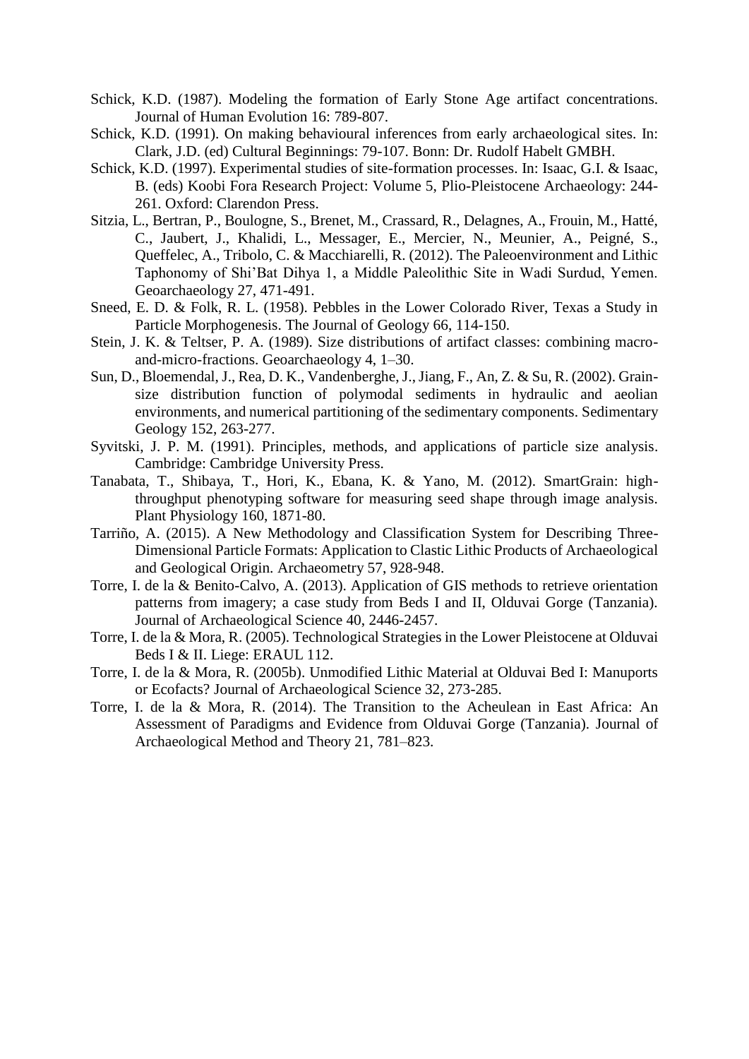Schick, K.D. (1987). Modeling the formation of Early Stone Age artifact concentrations. Journal of Human Evolution 16: 789-807.

Schick, K.D. (1991). On making behavioural inferences from early archaeological sites. In: Clark, J.D. (ed) Cultural Beginnings: 79-107. Bonn: Dr. Rudolf Habelt GMBH.

Schick, K.D. (1997). Experimental studies of site-formation processes. In: Isaac, G.I. & Isaac, B. (eds) Koobi Fora Research Project: Volume 5, Plio-Pleistocene Archaeology: 244-261. Oxford: Clarendon Press.

Sitzia, L., Bertran, P., Boulogne, S., Brenet, M., Crassard, R., Delagnes, A., Frouin, M., Hatté, C., Jaubert, J., Khalidi, L., Messager, E., Mercier, N., Meunier, A., Peigné, S., Queffelec, A., Tribolo, C. & Macchiarelli, R. (2012). The Paleoenvironment and Lithic Taphonomy of Shi'Bat Dihya 1, a Middle Paleolithic Site in Wadi Surdud, Yemen. Geoarchaeology 27, 471-491.

Sneed, E. D. & Folk, R. L. (1958). Pebbles in the Lower Colorado River, Texas a Study in Particle Morphogenesis. The Journal of Geology 66, 114-150.

Stein, J. K. & Teltser, P. A. (1989). Size distributions of artifact classes: combining macro-and-micro-fractions. Geoarchaeology 4, 1–30.

Sun, D., Bloemendal, J., Rea, D. K., Vandenberghe, J., Jiang, F., An, Z. & Su, R. (2002). Grain-size distribution function of polymodal sediments in hydraulic and aeolian environments, and numerical partitioning of the sedimentary components. Sedimentary Geology 152, 263-277.

Syvitski, J. P. M. (1991). Principles, methods, and applications of particle size analysis. Cambridge: Cambridge University Press.

Tanabata, T., Shibaya, T., Hori, K., Ebana, K. & Yano, M. (2012). SmartGrain: high-throughput phenotyping software for measuring seed shape through image analysis. Plant Physiology 160, 1871-80.

Tarriño, A. (2015). A New Methodology and Classification System for Describing Three-Dimensional Particle Formats: Application to Clastic Lithic Products of Archaeological and Geological Origin. Archaeometry 57, 928-948.

Torre, I. de la & Benito-Calvo, A. (2013). Application of GIS methods to retrieve orientation patterns from imagery; a case study from Beds I and II, Olduvai Gorge (Tanzania). Journal of Archaeological Science 40, 2446-2457.

Torre, I. de la & Mora, R. (2005). Technological Strategies in the Lower Pleistocene at Olduvai Beds I & II. Liege: ERAUL 112.

Torre, I. de la & Mora, R. (2005b). Unmodified Lithic Material at Olduvai Bed I: Manuports or Ecofacts? Journal of Archaeological Science 32, 273-285.

Torre, I. de la & Mora, R. (2014). The Transition to the Acheulean in East Africa: An Assessment of Paradigms and Evidence from Olduvai Gorge (Tanzania). Journal of Archaeological Method and Theory 21, 781–823.